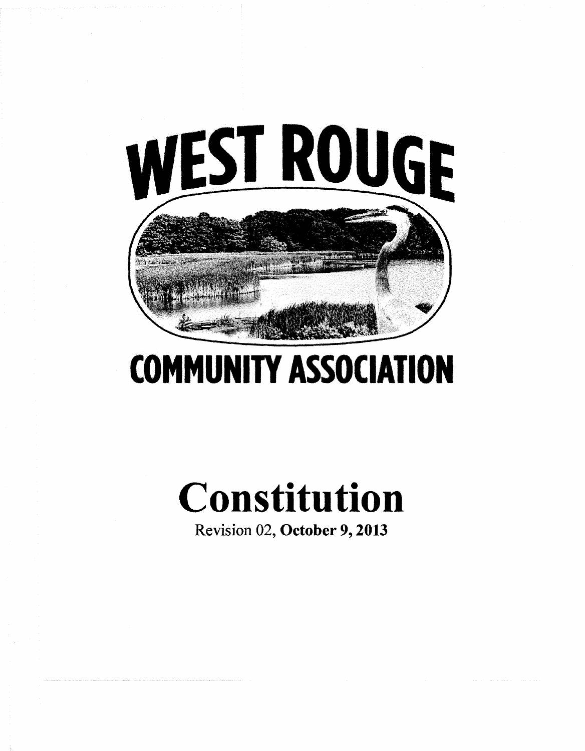# WEST ROUGE

# COMMUNITY ASSOCIATION

# Constitution

Revision 02, **October 9, 2013**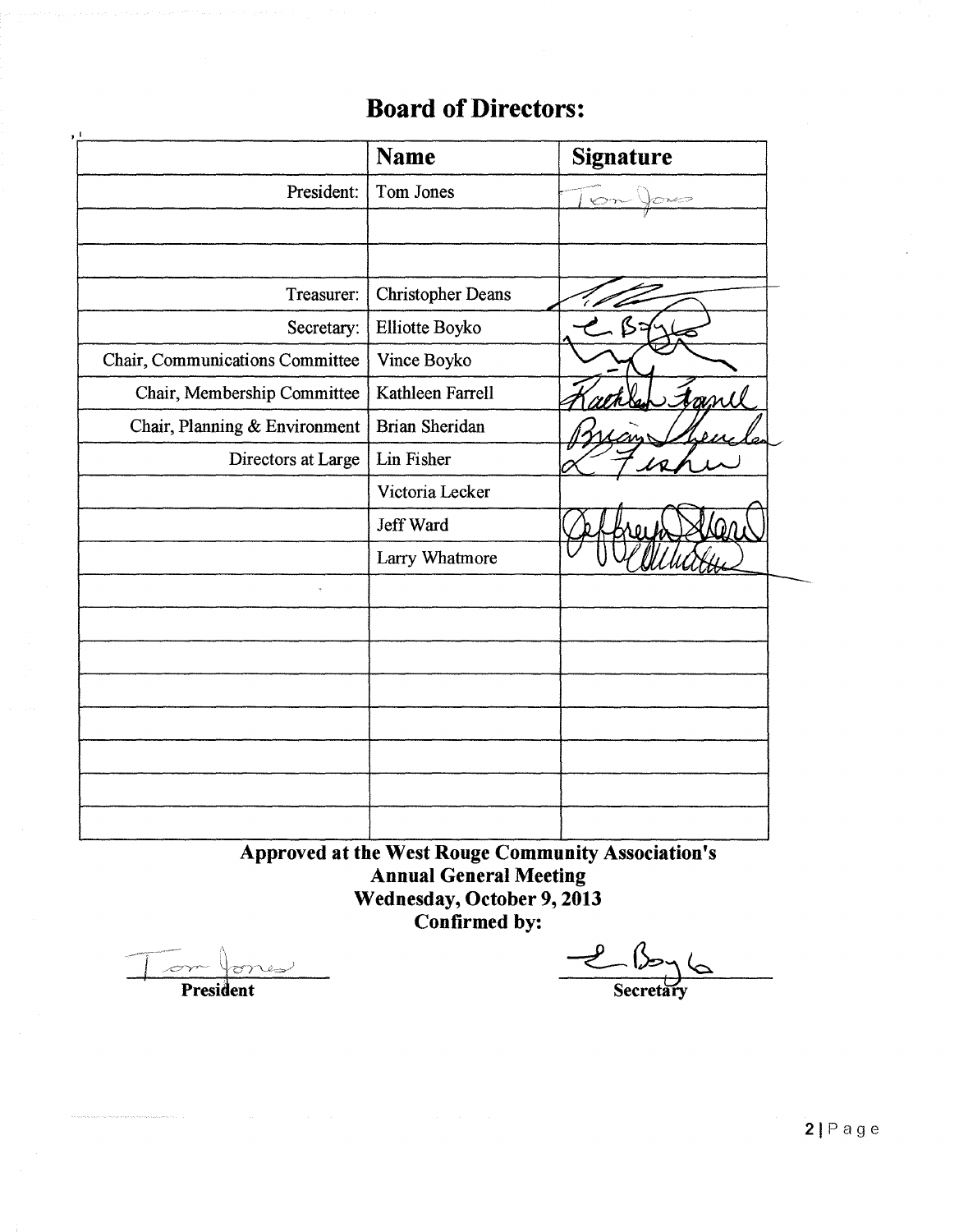# Board of Directors:

| | Name | Signature |
|---|---|---|
| President: | Tom Jones | Tom Jones |
| | | |
| | | |
| Treasurer: | Christopher Deans | |
| Secretary: | Elliotte Boyko | E Boyko |
| Chair, Communications Committee | Vince Boyko | |
| Chair, Membership Committee | Kathleen Farrell | Kathleen Farrell |
| Chair, Planning & Environment | Brian Sheridan | Brian Sheridan |
| Directors at Large | Lin Fisher | L Fisher |
| | Victoria Lecker | |
| | Jeff Ward | Jeffrey Ward |
| | Larry Whatmore | |
| | | |
| | | |
| | | |
| | | |
| | | |
| | | |
| | | |
| | | |

**Approved at the West Rouge Community Association's**
**Annual General Meeting**
**Wednesday, October 9, 2013**
**Confirmed by:**

Tom Jones
**President**

E Boyko
**Secretary**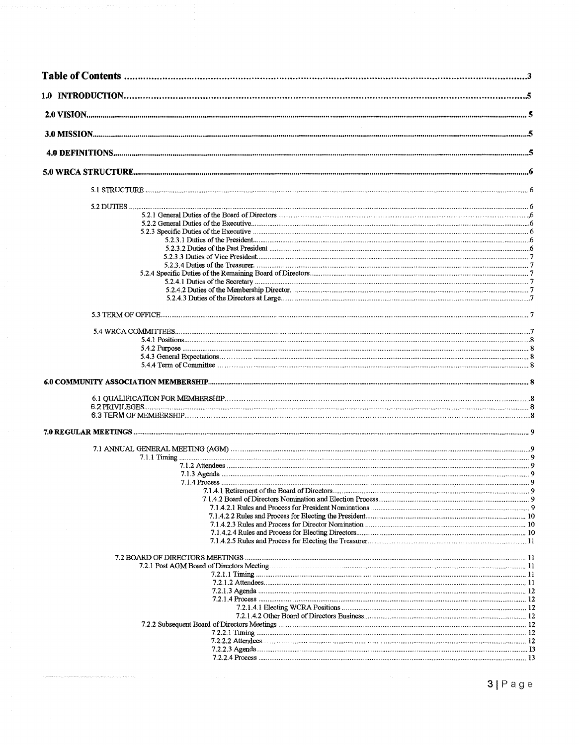# Table of Contents ........................................................ 3

**1.0 INTRODUCTION** ........................................................ 5

**2.0 VISION** ........................................................ 5

**3.0 MISSION** ........................................................ 5

**4.0 DEFINITIONS** ........................................................ 5

**5.0 WRCA STRUCTURE** ........................................................ 6

- 5.1 STRUCTURE ........................................................ 6
- 5.2 DUTIES ........................................................ 6
  - 5.2.1 General Duties of the Board of Directors ........................................................ 6
  - 5.2.2 General Duties of the Executive ........................................................ 6
  - 5.2.3 Specific Duties of the Executive ........................................................ 6
    - 5.2.3.1 Duties of the President ........................................................ 6
    - 5.2.3.2 Duties of the Past President ........................................................ 6
    - 5.2.3.3 Duties of Vice President ........................................................ 7
    - 5.2.3.4 Duties of the Treasurer. ........................................................ 7
  - 5.2.4 Specific Duties of the Remaining Board of Directors ........................................................ 7
    - 5.2.4.1 Duties of the Secretary ........................................................ 7
    - 5.2.4.2 Duties of the Membership Director. ........................................................ 7
    - 5.2.4.3 Duties of the Directors at Large ........................................................ 7
- 5.3 TERM OF OFFICE ........................................................ 7
- 5.4 WRCA COMMITTEES ........................................................ 7
  - 5.4.1 Positions ........................................................ 8
  - 5.4.2 Purpose ........................................................ 8
  - 5.4.3 General Expectations ........................................................ 8
  - 5.4.4 Term of Committee ........................................................ 8

**6.0 COMMUNITY ASSOCIATION MEMBERSHIP** ........................................................ 8

- 6.1 QUALIFICATION FOR MEMBERSHIP ........................................................ 8
- 6.2 PRIVILEGES ........................................................ 8
- 6.3 TERM OF MEMBERSHIP ........................................................ 8

**7.0 REGULAR MEETINGS** ........................................................ 9

- 7.1 ANNUAL GENERAL MEETING (AGM) ........................................................ 9
  - 7.1.1 Timing ........................................................ 9
  - 7.1.2 Attendees ........................................................ 9
  - 7.1.3 Agenda ........................................................ 9
  - 7.1.4 Process ........................................................ 9
    - 7.1.4.1 Retirement of the Board of Directors ........................................................ 9
    - 7.1.4.2 Board of Directors Nomination and Election Process ........................................................ 9
      - 7.1.4.2.1 Rules and Process for President Nominations ........................................................ 9
      - 7.1.4.2.2 Rules and Process for Electing the President ........................................................ 10
      - 7.1.4.2.3 Rules and Process for Director Nomination ........................................................ 10
      - 7.1.4.2.4 Rules and Process for Electing Directors ........................................................ 10
      - 7.1.4.2.5 Rules and Process for Electing the Treasurer ........................................................ 11
- 7.2 BOARD OF DIRECTORS MEETINGS ........................................................ 11
  - 7.2.1 Post AGM Board of Directors Meeting ........................................................ 11
    - 7.2.1.1 Timing ........................................................ 11
    - 7.2.1.2 Attendees ........................................................ 11
    - 7.2.1.3 Agenda ........................................................ 12
    - 7.2.1.4 Process ........................................................ 12
      - 7.2.1.4.1 Electing WCRA Positions ........................................................ 12
      - 7.2.1.4.2 Other Board of Directors Business ........................................................ 12
  - 7.2.2 Subsequent Board of Directors Meetings ........................................................ 12
    - 7.2.2.1 Timing ........................................................ 12
    - 7.2.2.2 Attendees ........................................................ 12
    - 7.2.2.3 Agenda ........................................................ 13
    - 7.2.2.4 Process ........................................................ 13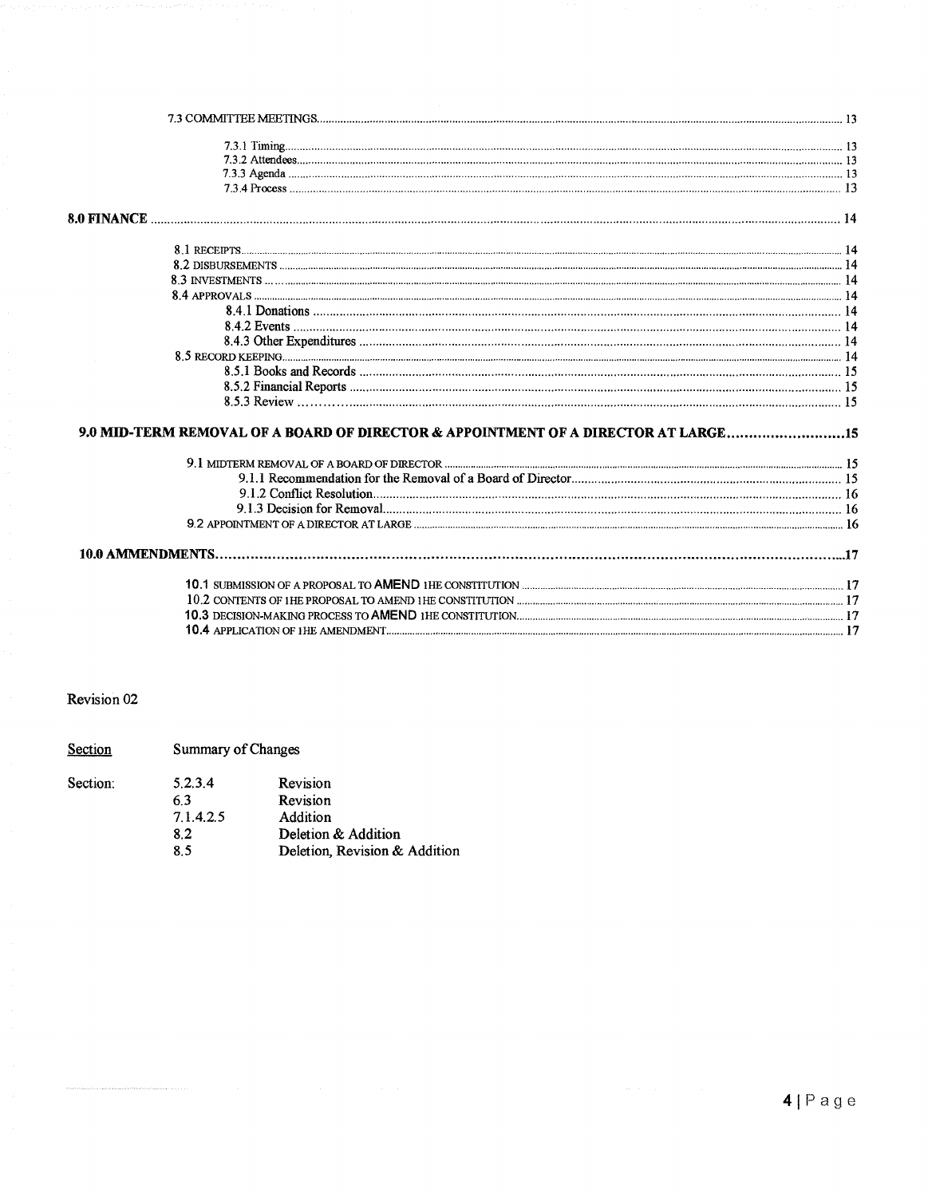7.3 COMMITTEE MEETINGS ..... 13

- 7.3.1 Timing ..... 13
- 7.3.2 Attendees ..... 13
- 7.3.3 Agenda ..... 13
- 7.3.4 Process ..... 13

**8.0 FINANCE ..... 14**

- 8.1 RECEIPTS ..... 14
- 8.2 DISBURSEMENTS ..... 14
- 8.3 INVESTMENTS ..... 14
- 8.4 APPROVALS ..... 14
  - 8.4.1 Donations ..... 14
  - 8.4.2 Events ..... 14
  - 8.4.3 Other Expenditures ..... 14
- 8.5 RECORD KEEPING ..... 14
  - 8.5.1 Books and Records ..... 15
  - 8.5.2 Financial Reports ..... 15
  - 8.5.3 Review ..... 15

**9.0 MID-TERM REMOVAL OF A BOARD OF DIRECTOR & APPOINTMENT OF A DIRECTOR AT LARGE ..... 15**

- 9.1 MIDTERM REMOVAL OF A BOARD OF DIRECTOR ..... 15
  - 9.1.1 Recommendation for the Removal of a Board of Director ..... 15
  - 9.1.2 Conflict Resolution ..... 16
  - 9.1.3 Decision for Removal ..... 16
- 9.2 APPOINTMENT OF A DIRECTOR AT LARGE ..... 16

**10.0 AMMENDMENTS ..... 17**

- 10.1 SUBMISSION OF A PROPOSAL TO AMEND THE CONSTITUTION ..... 17
- 10.2 CONTENTS OF THE PROPOSAL TO AMEND THE CONSTITUTION ..... 17
- 10.3 DECISION-MAKING PROCESS TO AMEND THE CONSTITUTION ..... 17
- 10.4 APPLICATION OF THE AMENDMENT ..... 17

Revision 02

| Section | Summary of Changes | |
|---|---|---|
| Section: | 5.2.3.4 | Revision |
| | 6.3 | Revision |
| | 7.1.4.2.5 | Addition |
| | 8.2 | Deletion & Addition |
| | 8.5 | Deletion, Revision & Addition |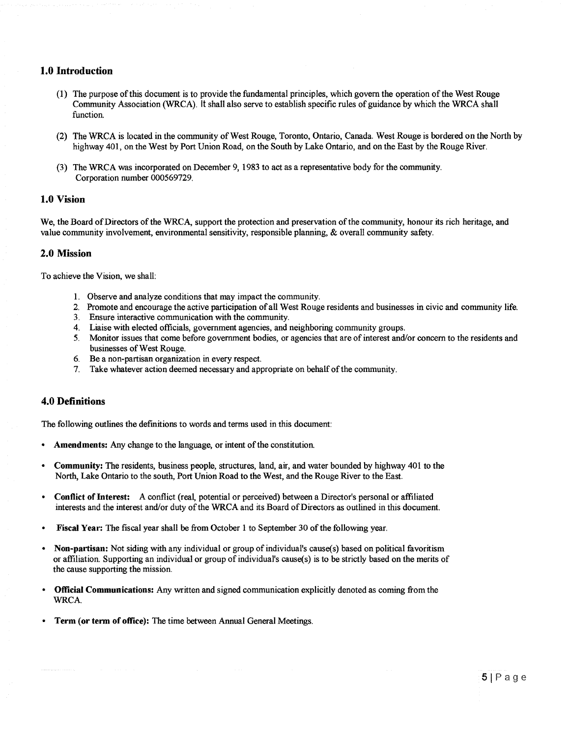## 1.0 Introduction

(1) The purpose of this document is to provide the fundamental principles, which govern the operation of the West Rouge Community Association (WRCA). It shall also serve to establish specific rules of guidance by which the WRCA shall function.

(2) The WRCA is located in the community of West Rouge, Toronto, Ontario, Canada. West Rouge is bordered on the North by highway 401, on the West by Port Union Road, on the South by Lake Ontario, and on the East by the Rouge River.

(3) The WRCA was incorporated on December 9, 1983 to act as a representative body for the community. Corporation number 000569729.

## 1.0 Vision

We, the Board of Directors of the WRCA, support the protection and preservation of the community, honour its rich heritage, and value community involvement, environmental sensitivity, responsible planning, & overall community safety.

## 2.0 Mission

To achieve the Vision, we shall:

1. Observe and analyze conditions that may impact the community.
2. Promote and encourage the active participation of all West Rouge residents and businesses in civic and community life.
3. Ensure interactive communication with the community.
4. Liaise with elected officials, government agencies, and neighboring community groups.
5. Monitor issues that come before government bodies, or agencies that are of interest and/or concern to the residents and businesses of West Rouge.
6. Be a non-partisan organization in every respect.
7. Take whatever action deemed necessary and appropriate on behalf of the community.

## 4.0 Definitions

The following outlines the definitions to words and terms used in this document:

- **Amendments:** Any change to the language, or intent of the constitution.
- **Community:** The residents, business people, structures, land, air, and water bounded by highway 401 to the North, Lake Ontario to the south, Port Union Road to the West, and the Rouge River to the East.
- **Conflict of Interest:** A conflict (real, potential or perceived) between a Director's personal or affiliated interests and the interest and/or duty of the WRCA and its Board of Directors as outlined in this document.
- **Fiscal Year:** The fiscal year shall be from October 1 to September 30 of the following year.
- **Non-partisan:** Not siding with any individual or group of individual's cause(s) based on political favoritism or affiliation. Supporting an individual or group of individual's cause(s) is to be strictly based on the merits of the cause supporting the mission.
- **Official Communications:** Any written and signed communication explicitly denoted as coming from the WRCA.
- **Term (or term of office):** The time between Annual General Meetings.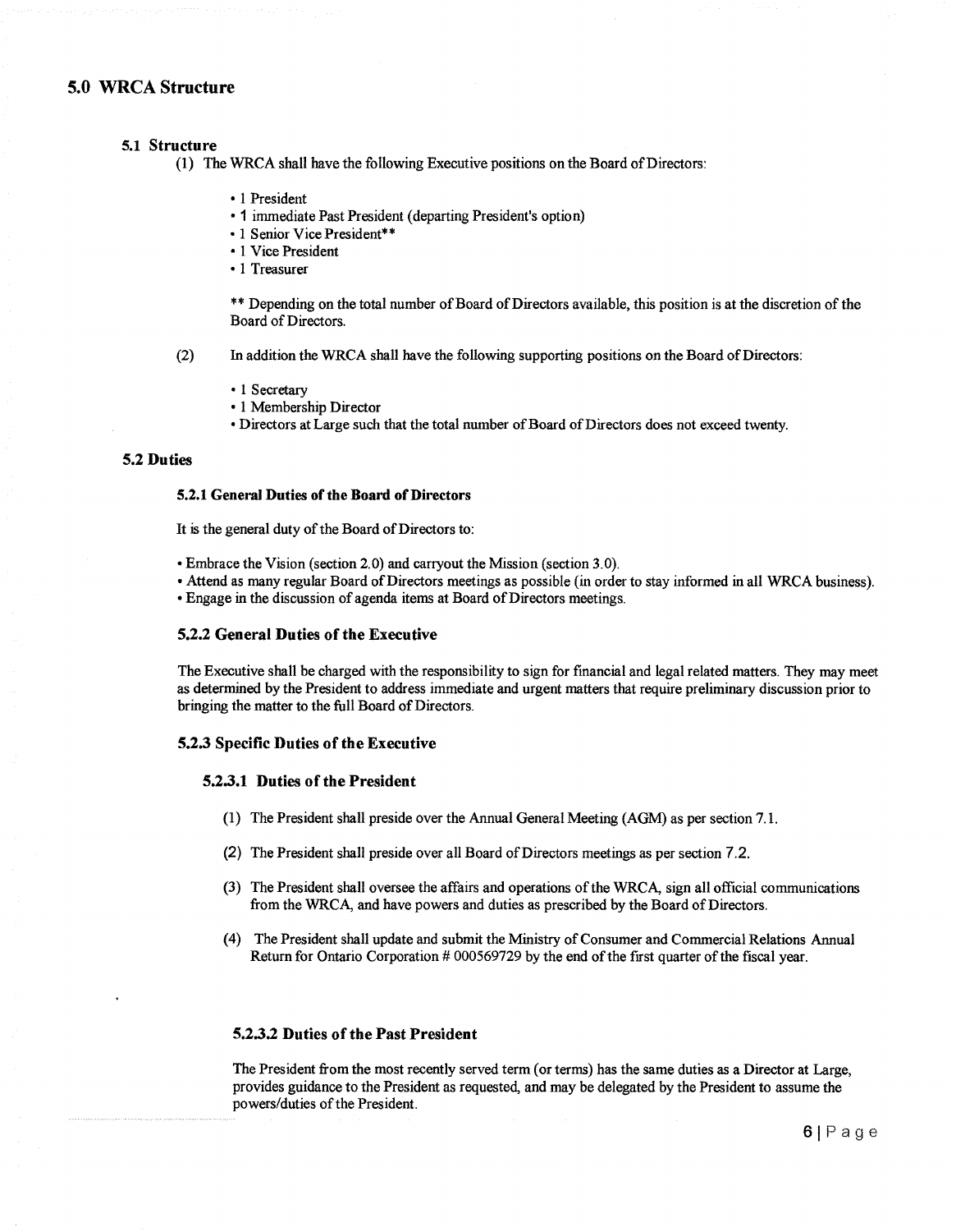## 5.0 WRCA Structure

### 5.1 Structure

(1) The WRCA shall have the following Executive positions on the Board of Directors:

- 1 President
- 1 immediate Past President (departing President's option)
- 1 Senior Vice President**
- 1 Vice President
- 1 Treasurer

** Depending on the total number of Board of Directors available, this position is at the discretion of the Board of Directors.

(2) In addition the WRCA shall have the following supporting positions on the Board of Directors:

- 1 Secretary
- 1 Membership Director
- Directors at Large such that the total number of Board of Directors does not exceed twenty.

### 5.2 Duties

#### 5.2.1 General Duties of the Board of Directors

It is the general duty of the Board of Directors to:

- Embrace the Vision (section 2.0) and carryout the Mission (section 3.0).
- Attend as many regular Board of Directors meetings as possible (in order to stay informed in all WRCA business).
- Engage in the discussion of agenda items at Board of Directors meetings.

#### 5.2.2 General Duties of the Executive

The Executive shall be charged with the responsibility to sign for financial and legal related matters. They may meet as determined by the President to address immediate and urgent matters that require preliminary discussion prior to bringing the matter to the full Board of Directors.

#### 5.2.3 Specific Duties of the Executive

##### 5.2.3.1 Duties of the President

(1) The President shall preside over the Annual General Meeting (AGM) as per section 7.1.

(2) The President shall preside over all Board of Directors meetings as per section 7.2.

(3) The President shall oversee the affairs and operations of the WRCA, sign all official communications from the WRCA, and have powers and duties as prescribed by the Board of Directors.

(4) The President shall update and submit the Ministry of Consumer and Commercial Relations Annual Return for Ontario Corporation # 000569729 by the end of the first quarter of the fiscal year.

##### 5.2.3.2 Duties of the Past President

The President from the most recently served term (or terms) has the same duties as a Director at Large, provides guidance to the President as requested, and may be delegated by the President to assume the powers/duties of the President.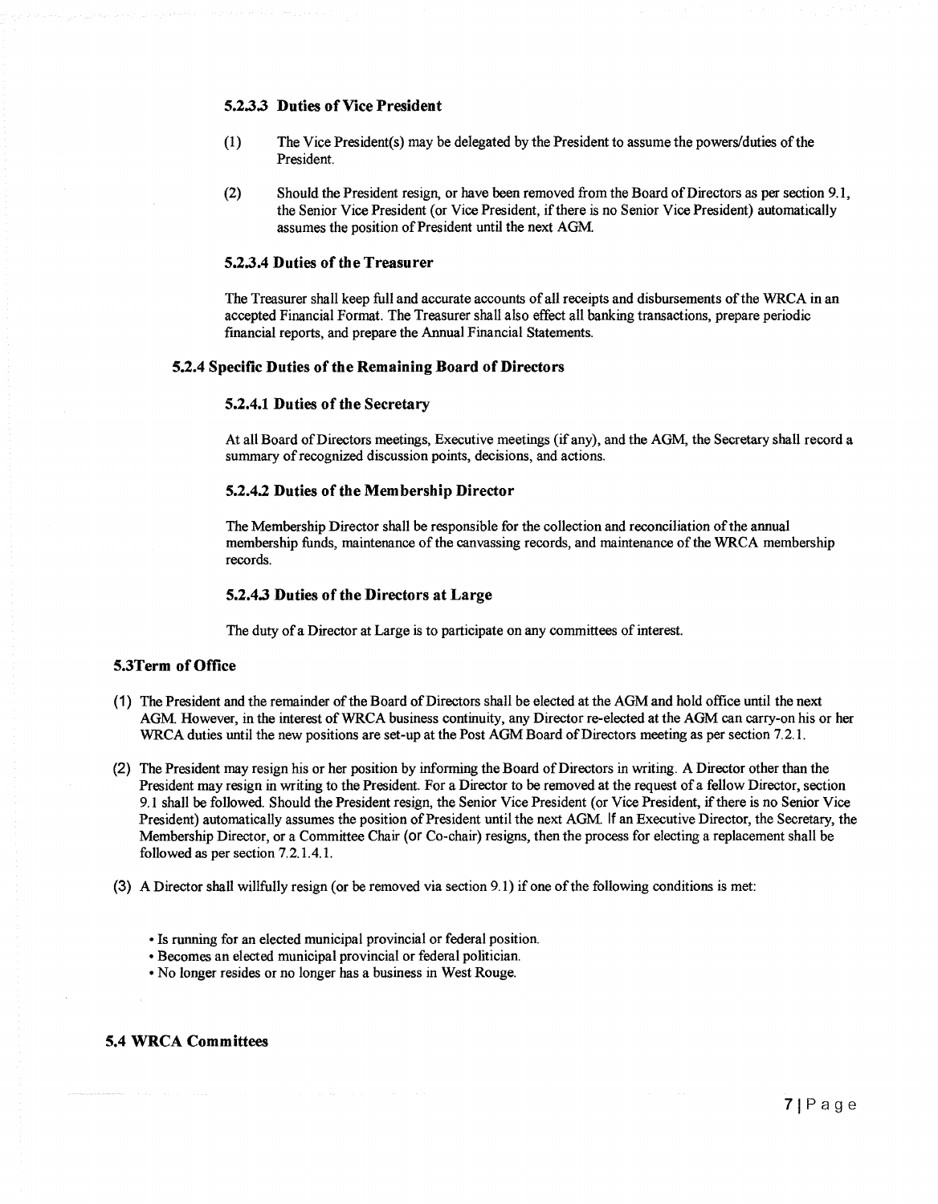#### 5.2.3.3 Duties of Vice President

(1) The Vice President(s) may be delegated by the President to assume the powers/duties of the President.

(2) Should the President resign, or have been removed from the Board of Directors as per section 9.1, the Senior Vice President (or Vice President, if there is no Senior Vice President) automatically assumes the position of President until the next AGM.

#### 5.2.3.4 Duties of the Treasurer

The Treasurer shall keep full and accurate accounts of all receipts and disbursements of the WRCA in an accepted Financial Format. The Treasurer shall also effect all banking transactions, prepare periodic financial reports, and prepare the Annual Financial Statements.

### 5.2.4 Specific Duties of the Remaining Board of Directors

#### 5.2.4.1 Duties of the Secretary

At all Board of Directors meetings, Executive meetings (if any), and the AGM, the Secretary shall record a summary of recognized discussion points, decisions, and actions.

#### 5.2.4.2 Duties of the Membership Director

The Membership Director shall be responsible for the collection and reconciliation of the annual membership funds, maintenance of the canvassing records, and maintenance of the WRCA membership records.

#### 5.2.4.3 Duties of the Directors at Large

The duty of a Director at Large is to participate on any committees of interest.

## 5.3 Term of Office

(1) The President and the remainder of the Board of Directors shall be elected at the AGM and hold office until the next AGM. However, in the interest of WRCA business continuity, any Director re-elected at the AGM can carry-on his or her WRCA duties until the new positions are set-up at the Post AGM Board of Directors meeting as per section 7.2.1.

(2) The President may resign his or her position by informing the Board of Directors in writing. A Director other than the President may resign in writing to the President. For a Director to be removed at the request of a fellow Director, section 9.1 shall be followed. Should the President resign, the Senior Vice President (or Vice President, if there is no Senior Vice President) automatically assumes the position of President until the next AGM. If an Executive Director, the Secretary, the Membership Director, or a Committee Chair (or Co-chair) resigns, then the process for electing a replacement shall be followed as per section 7.2.1.4.1.

(3) A Director shall willfully resign (or be removed via section 9.1) if one of the following conditions is met:

- Is running for an elected municipal provincial or federal position.
- Becomes an elected municipal provincial or federal politician.
- No longer resides or no longer has a business in West Rouge.

## 5.4 WRCA Committees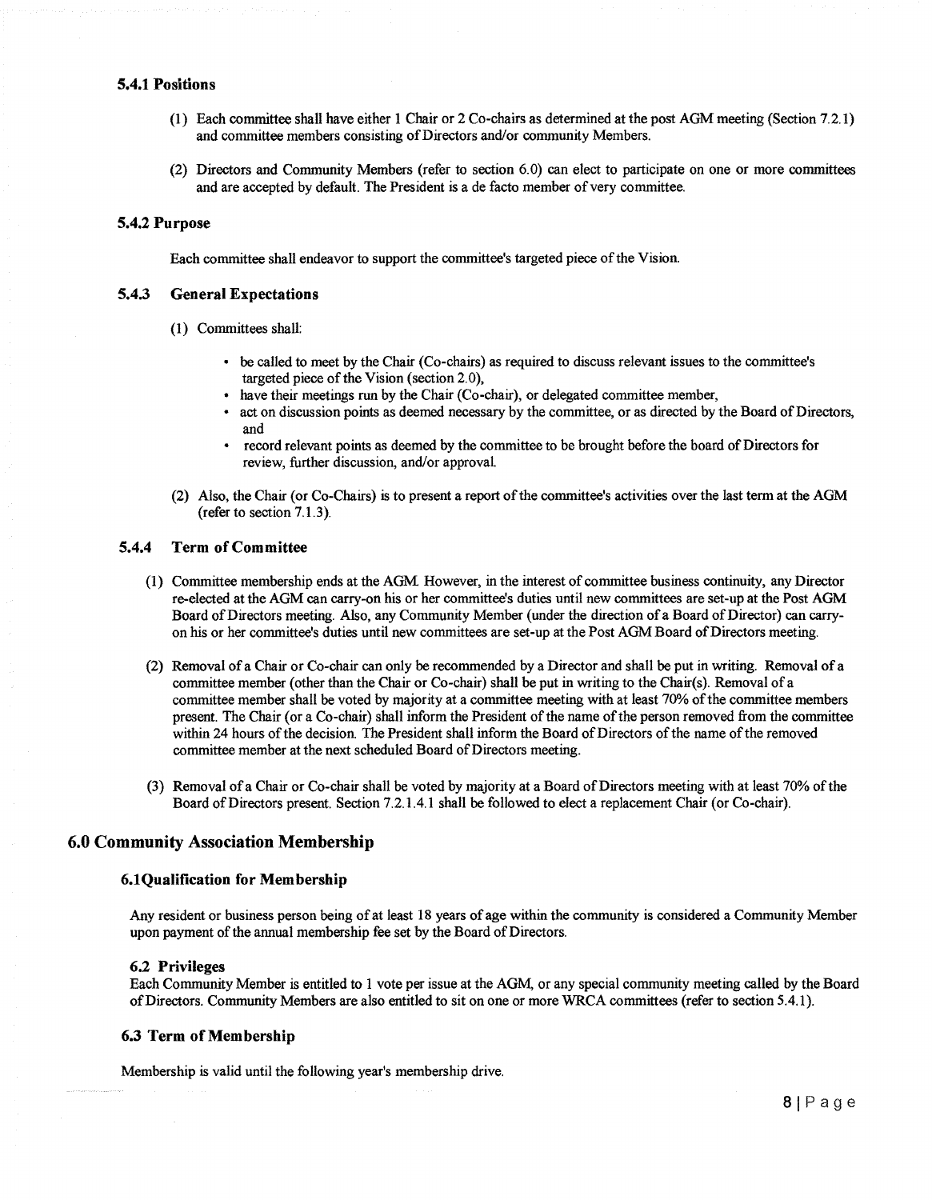### 5.4.1 Positions

(1) Each committee shall have either 1 Chair or 2 Co-chairs as determined at the post AGM meeting (Section 7.2.1) and committee members consisting of Directors and/or community Members.

(2) Directors and Community Members (refer to section 6.0) can elect to participate on one or more committees and are accepted by default. The President is a de facto member of very committee.

### 5.4.2 Purpose

Each committee shall endeavor to support the committee's targeted piece of the Vision.

### 5.4.3 General Expectations

(1) Committees shall:

- be called to meet by the Chair (Co-chairs) as required to discuss relevant issues to the committee's targeted piece of the Vision (section 2.0),
- have their meetings run by the Chair (Co-chair), or delegated committee member,
- act on discussion points as deemed necessary by the committee, or as directed by the Board of Directors, and
- record relevant points as deemed by the committee to be brought before the board of Directors for review, further discussion, and/or approval.

(2) Also, the Chair (or Co-Chairs) is to present a report of the committee's activities over the last term at the AGM (refer to section 7.1.3).

### 5.4.4 Term of Committee

(1) Committee membership ends at the AGM. However, in the interest of committee business continuity, any Director re-elected at the AGM can carry-on his or her committee's duties until new committees are set-up at the Post AGM Board of Directors meeting. Also, any Community Member (under the direction of a Board of Director) can carry-on his or her committee's duties until new committees are set-up at the Post AGM Board of Directors meeting.

(2) Removal of a Chair or Co-chair can only be recommended by a Director and shall be put in writing. Removal of a committee member (other than the Chair or Co-chair) shall be put in writing to the Chair(s). Removal of a committee member shall be voted by majority at a committee meeting with at least 70% of the committee members present. The Chair (or a Co-chair) shall inform the President of the name of the person removed from the committee within 24 hours of the decision. The President shall inform the Board of Directors of the name of the removed committee member at the next scheduled Board of Directors meeting.

(3) Removal of a Chair or Co-chair shall be voted by majority at a Board of Directors meeting with at least 70% of the Board of Directors present. Section 7.2.1.4.1 shall be followed to elect a replacement Chair (or Co-chair).

## 6.0 Community Association Membership

### 6.1Qualification for Membership

Any resident or business person being of at least 18 years of age within the community is considered a Community Member upon payment of the annual membership fee set by the Board of Directors.

### 6.2 Privileges

Each Community Member is entitled to 1 vote per issue at the AGM, or any special community meeting called by the Board of Directors. Community Members are also entitled to sit on one or more WRCA committees (refer to section 5.4.1).

### 6.3 Term of Membership

Membership is valid until the following year's membership drive.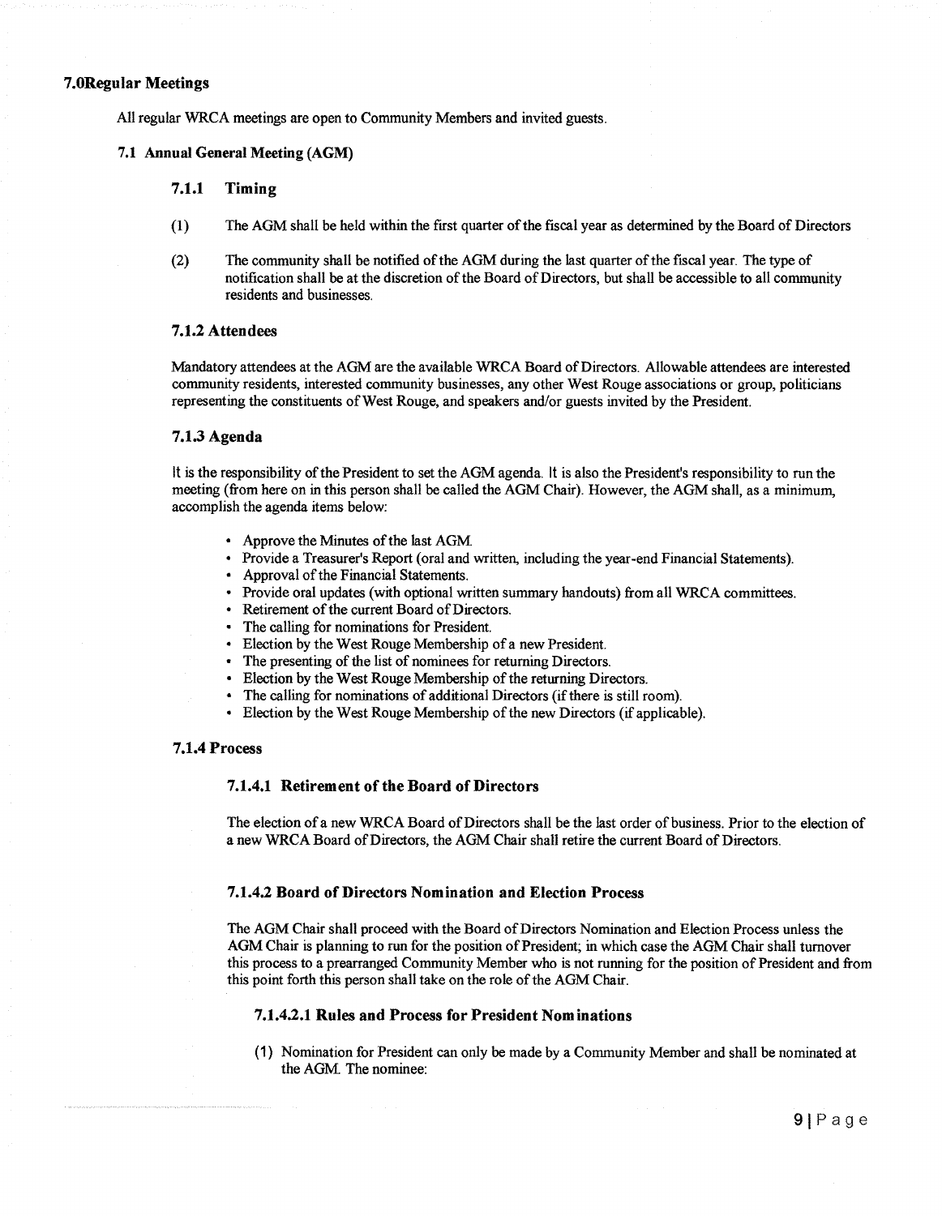## 7.0Regular Meetings

All regular WRCA meetings are open to Community Members and invited guests.

### 7.1 Annual General Meeting (AGM)

#### 7.1.1 Timing

(1) The AGM shall be held within the first quarter of the fiscal year as determined by the Board of Directors

(2) The community shall be notified of the AGM during the last quarter of the fiscal year. The type of notification shall be at the discretion of the Board of Directors, but shall be accessible to all community residents and businesses.

#### 7.1.2 Attendees

Mandatory attendees at the AGM are the available WRCA Board of Directors. Allowable attendees are interested community residents, interested community businesses, any other West Rouge associations or group, politicians representing the constituents of West Rouge, and speakers and/or guests invited by the President.

#### 7.1.3 Agenda

It is the responsibility of the President to set the AGM agenda. It is also the President's responsibility to run the meeting (from here on in this person shall be called the AGM Chair). However, the AGM shall, as a minimum, accomplish the agenda items below:

- Approve the Minutes of the last AGM.
- Provide a Treasurer's Report (oral and written, including the year-end Financial Statements).
- Approval of the Financial Statements.
- Provide oral updates (with optional written summary handouts) from all WRCA committees.
- Retirement of the current Board of Directors.
- The calling for nominations for President.
- Election by the West Rouge Membership of a new President.
- The presenting of the list of nominees for returning Directors.
- Election by the West Rouge Membership of the returning Directors.
- The calling for nominations of additional Directors (if there is still room).
- Election by the West Rouge Membership of the new Directors (if applicable).

#### 7.1.4 Process

##### 7.1.4.1 Retirement of the Board of Directors

The election of a new WRCA Board of Directors shall be the last order of business. Prior to the election of a new WRCA Board of Directors, the AGM Chair shall retire the current Board of Directors.

##### 7.1.4.2 Board of Directors Nomination and Election Process

The AGM Chair shall proceed with the Board of Directors Nomination and Election Process unless the AGM Chair is planning to run for the position of President; in which case the AGM Chair shall turnover this process to a prearranged Community Member who is not running for the position of President and from this point forth this person shall take on the role of the AGM Chair.

###### 7.1.4.2.1 Rules and Process for President Nominations

(1) Nomination for President can only be made by a Community Member and shall be nominated at the AGM. The nominee: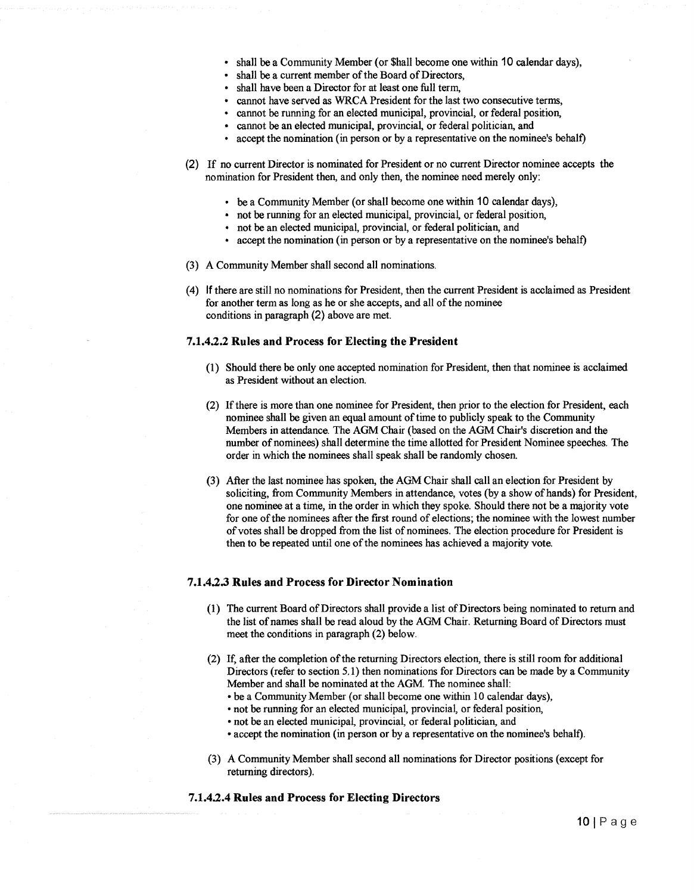- shall be a Community Member (or $hall become one within 10 calendar days),
- shall be a current member of the Board of Directors,
- shall have been a Director for at least one full term,
- cannot have served as WRCA President for the last two consecutive terms,
- cannot be running for an elected municipal, provincial, or federal position,
- cannot be an elected municipal, provincial, or federal politician, and
- accept the nomination (in person or by a representative on the nominee's behalf)

(2) If no current Director is nominated for President or no current Director nominee accepts the nomination for President then, and only then, the nominee need merely only:

- be a Community Member (or shall become one within 10 calendar days),
- not be running for an elected municipal, provincial, or federal position,
- not be an elected municipal, provincial, or federal politician, and
- accept the nomination (in person or by a representative on the nominee's behalf)

(3) A Community Member shall second all nominations.

(4) If there are still no nominations for President, then the current President is acclaimed as President for another term as long as he or she accepts, and all of the nominee conditions in paragraph (2) above are met.

### 7.1.4.2.2 Rules and Process for Electing the President

(1) Should there be only one accepted nomination for President, then that nominee is acclaimed as President without an election.

(2) If there is more than one nominee for President, then prior to the election for President, each nominee shall be given an equal amount of time to publicly speak to the Community Members in attendance. The AGM Chair (based on the AGM Chair's discretion and the number of nominees) shall determine the time allotted for President Nominee speeches. The order in which the nominees shall speak shall be randomly chosen.

(3) After the last nominee has spoken, the AGM Chair shall call an election for President by soliciting, from Community Members in attendance, votes (by a show of hands) for President, one nominee at a time, in the order in which they spoke. Should there not be a majority vote for one of the nominees after the first round of elections; the nominee with the lowest number of votes shall be dropped from the list of nominees. The election procedure for President is then to be repeated until one of the nominees has achieved a majority vote.

### 7.1.4.2.3 Rules and Process for Director Nomination

(1) The current Board of Directors shall provide a list of Directors being nominated to return and the list of names shall be read aloud by the AGM Chair. Returning Board of Directors must meet the conditions in paragraph (2) below.

(2) If, after the completion of the returning Directors election, there is still room for additional Directors (refer to section 5.1) then nominations for Directors can be made by a Community Member and shall be nominated at the AGM. The nominee shall:
- be a Community Member (or shall become one within 10 calendar days),
- not be running for an elected municipal, provincial, or federal position,
- not be an elected municipal, provincial, or federal politician, and
- accept the nomination (in person or by a representative on the nominee's behalf).

(3) A Community Member shall second all nominations for Director positions (except for returning directors).

### 7.1.4.2.4 Rules and Process for Electing Directors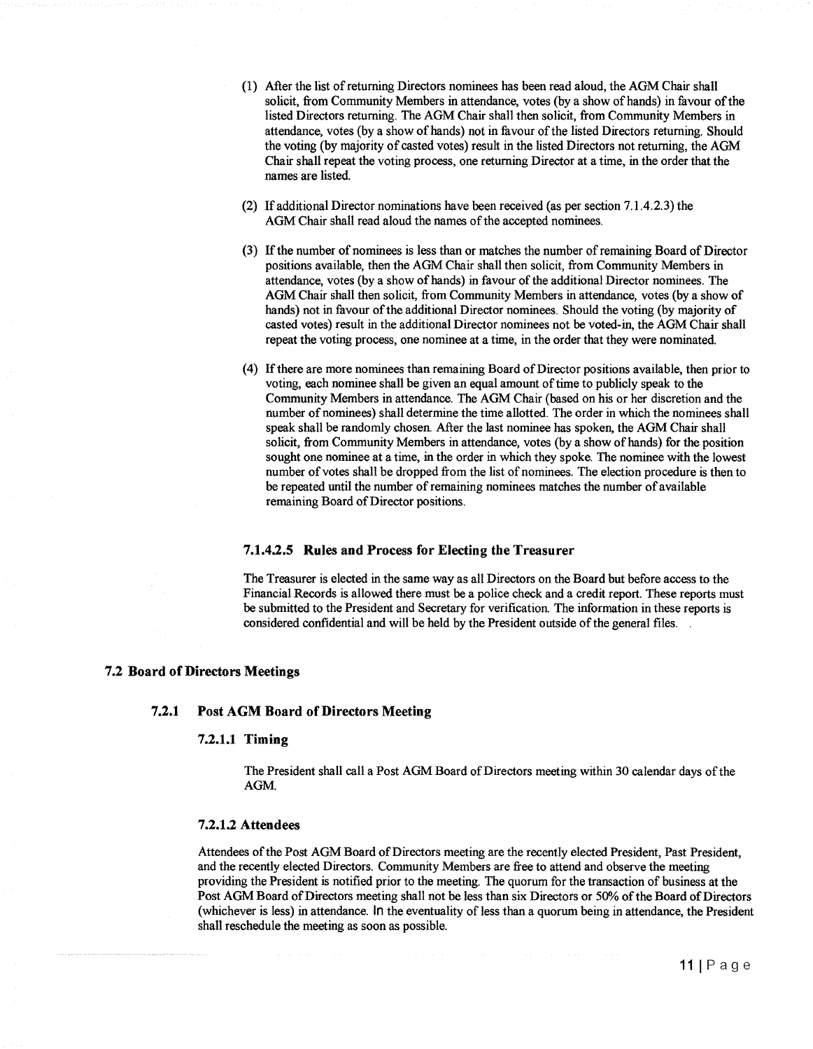(1) After the list of returning Directors nominees has been read aloud, the AGM Chair shall solicit, from Community Members in attendance, votes (by a show of hands) in favour of the listed Directors returning. The AGM Chair shall then solicit, from Community Members in attendance, votes (by a show of hands) not in favour of the listed Directors returning. Should the voting (by majority of casted votes) result in the listed Directors not returning, the AGM Chair shall repeat the voting process, one returning Director at a time, in the order that the names are listed.

(2) If additional Director nominations have been received (as per section 7.1.4.2.3) the AGM Chair shall read aloud the names of the accepted nominees.

(3) If the number of nominees is less than or matches the number of remaining Board of Director positions available, then the AGM Chair shall then solicit, from Community Members in attendance, votes (by a show of hands) in favour of the additional Director nominees. The AGM Chair shall then solicit, from Community Members in attendance, votes (by a show of hands) not in favour of the additional Director nominees. Should the voting (by majority of casted votes) result in the additional Director nominees not be voted-in, the AGM Chair shall repeat the voting process, one nominee at a time, in the order that they were nominated.

(4) If there are more nominees than remaining Board of Director positions available, then prior to voting, each nominee shall be given an equal amount of time to publicly speak to the Community Members in attendance. The AGM Chair (based on his or her discretion and the number of nominees) shall determine the time allotted. The order in which the nominees shall speak shall be randomly chosen. After the last nominee has spoken, the AGM Chair shall solicit, from Community Members in attendance, votes (by a show of hands) for the position sought one nominee at a time, in the order in which they spoke. The nominee with the lowest number of votes shall be dropped from the list of nominees. The election procedure is then to be repeated until the number of remaining nominees matches the number of available remaining Board of Director positions.

#### 7.1.4.2.5 Rules and Process for Electing the Treasurer

The Treasurer is elected in the same way as all Directors on the Board but before access to the Financial Records is allowed there must be a police check and a credit report. These reports must be submitted to the President and Secretary for verification. The information in these reports is considered confidential and will be held by the President outside of the general files.

## 7.2 Board of Directors Meetings

### 7.2.1 Post AGM Board of Directors Meeting

#### 7.2.1.1 Timing

The President shall call a Post AGM Board of Directors meeting within 30 calendar days of the AGM.

#### 7.2.1.2 Attendees

Attendees of the Post AGM Board of Directors meeting are the recently elected President, Past President, and the recently elected Directors. Community Members are free to attend and observe the meeting providing the President is notified prior to the meeting. The quorum for the transaction of business at the Post AGM Board of Directors meeting shall not be less than six Directors or 50% of the Board of Directors (whichever is less) in attendance. In the eventuality of less than a quorum being in attendance, the President shall reschedule the meeting as soon as possible.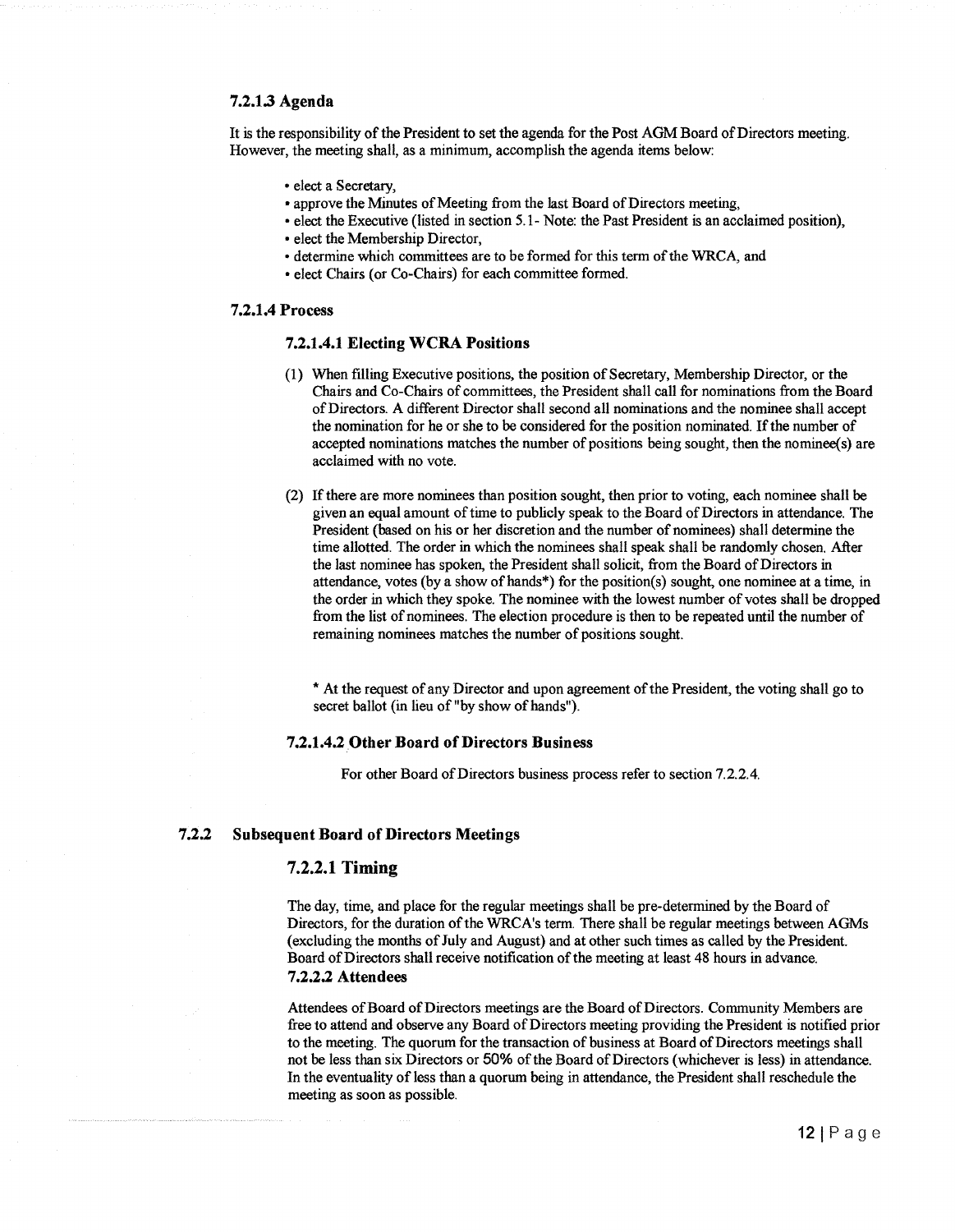#### 7.2.1.3 Agenda

It is the responsibility of the President to set the agenda for the Post AGM Board of Directors meeting. However, the meeting shall, as a minimum, accomplish the agenda items below:

- elect a Secretary,
- approve the Minutes of Meeting from the last Board of Directors meeting,
- elect the Executive (listed in section 5.1 - Note: the Past President is an acclaimed position),
- elect the Membership Director,
- determine which committees are to be formed for this term of the WRCA, and
- elect Chairs (or Co-Chairs) for each committee formed.

#### 7.2.1.4 Process

##### 7.2.1.4.1 Electing WCRA Positions

(1) When filling Executive positions, the position of Secretary, Membership Director, or the Chairs and Co-Chairs of committees, the President shall call for nominations from the Board of Directors. A different Director shall second all nominations and the nominee shall accept the nomination for he or she to be considered for the position nominated. If the number of accepted nominations matches the number of positions being sought, then the nominee(s) are acclaimed with no vote.

(2) If there are more nominees than position sought, then prior to voting, each nominee shall be given an equal amount of time to publicly speak to the Board of Directors in attendance. The President (based on his or her discretion and the number of nominees) shall determine the time allotted. The order in which the nominees shall speak shall be randomly chosen. After the last nominee has spoken, the President shall solicit, from the Board of Directors in attendance, votes (by a show of hands*) for the position(s) sought, one nominee at a time, in the order in which they spoke. The nominee with the lowest number of votes shall be dropped from the list of nominees. The election procedure is then to be repeated until the number of remaining nominees matches the number of positions sought.

\* At the request of any Director and upon agreement of the President, the voting shall go to secret ballot (in lieu of "by show of hands").

##### 7.2.1.4.2 Other Board of Directors Business

For other Board of Directors business process refer to section 7.2.2.4.

### 7.2.2 Subsequent Board of Directors Meetings

#### 7.2.2.1 Timing

The day, time, and place for the regular meetings shall be pre-determined by the Board of Directors, for the duration of the WRCA's term. There shall be regular meetings between AGMs (excluding the months of July and August) and at other such times as called by the President. Board of Directors shall receive notification of the meeting at least 48 hours in advance.

#### 7.2.2.2 Attendees

Attendees of Board of Directors meetings are the Board of Directors. Community Members are free to attend and observe any Board of Directors meeting providing the President is notified prior to the meeting. The quorum for the transaction of business at Board of Directors meetings shall not be less than six Directors or 50% of the Board of Directors (whichever is less) in attendance. In the eventuality of less than a quorum being in attendance, the President shall reschedule the meeting as soon as possible.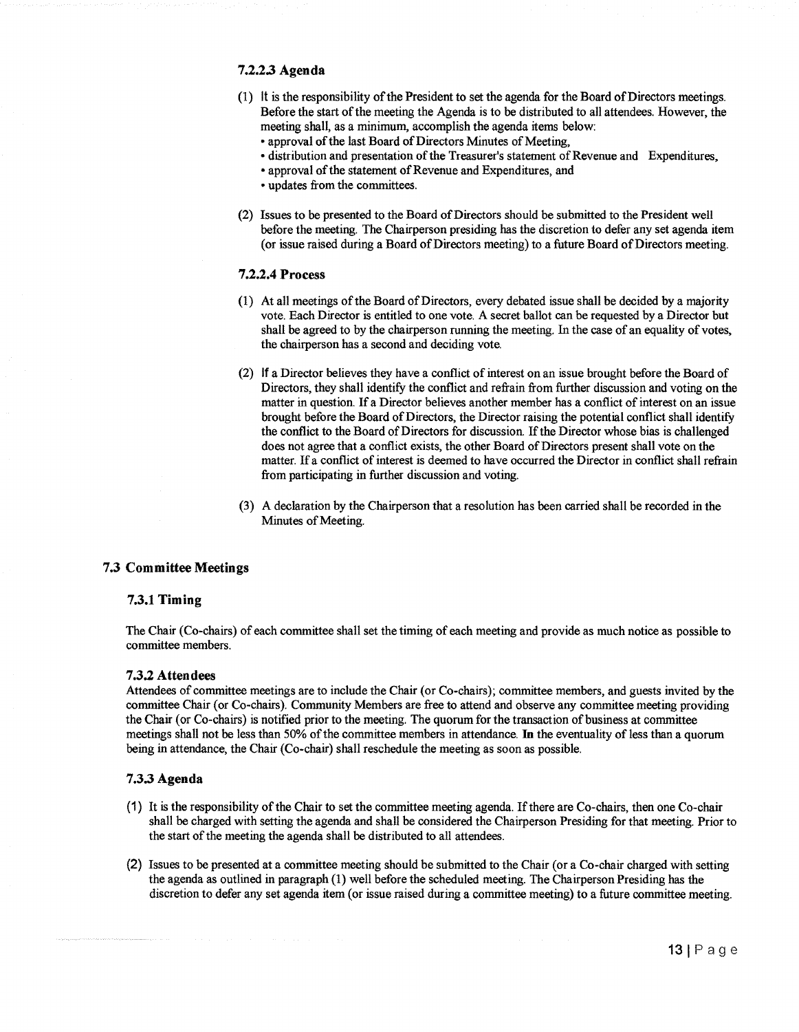#### 7.2.2.3 Agenda

(1) It is the responsibility of the President to set the agenda for the Board of Directors meetings. Before the start of the meeting the Agenda is to be distributed to all attendees. However, the meeting shall, as a minimum, accomplish the agenda items below:
- approval of the last Board of Directors Minutes of Meeting,
- distribution and presentation of the Treasurer's statement of Revenue and Expenditures,
- approval of the statement of Revenue and Expenditures, and
- updates from the committees.

(2) Issues to be presented to the Board of Directors should be submitted to the President well before the meeting. The Chairperson presiding has the discretion to defer any set agenda item (or issue raised during a Board of Directors meeting) to a future Board of Directors meeting.

#### 7.2.2.4 Process

(1) At all meetings of the Board of Directors, every debated issue shall be decided by a majority vote. Each Director is entitled to one vote. A secret ballot can be requested by a Director but shall be agreed to by the chairperson running the meeting. In the case of an equality of votes, the chairperson has a second and deciding vote.

(2) If a Director believes they have a conflict of interest on an issue brought before the Board of Directors, they shall identify the conflict and refrain from further discussion and voting on the matter in question. If a Director believes another member has a conflict of interest on an issue brought before the Board of Directors, the Director raising the potential conflict shall identify the conflict to the Board of Directors for discussion. If the Director whose bias is challenged does not agree that a conflict exists, the other Board of Directors present shall vote on the matter. If a conflict of interest is deemed to have occurred the Director in conflict shall refrain from participating in further discussion and voting.

(3) A declaration by the Chairperson that a resolution has been carried shall be recorded in the Minutes of Meeting.

## 7.3 Committee Meetings

### 7.3.1 Timing

The Chair (Co-chairs) of each committee shall set the timing of each meeting and provide as much notice as possible to committee members.

### 7.3.2 Attendees

Attendees of committee meetings are to include the Chair (or Co-chairs); committee members, and guests invited by the committee Chair (or Co-chairs). Community Members are free to attend and observe any committee meeting providing the Chair (or Co-chairs) is notified prior to the meeting. The quorum for the transaction of business at committee meetings shall not be less than 50% of the committee members in attendance. In the eventuality of less than a quorum being in attendance, the Chair (Co-chair) shall reschedule the meeting as soon as possible.

### 7.3.3 Agenda

(1) It is the responsibility of the Chair to set the committee meeting agenda. If there are Co-chairs, then one Co-chair shall be charged with setting the agenda and shall be considered the Chairperson Presiding for that meeting. Prior to the start of the meeting the agenda shall be distributed to all attendees.

(2) Issues to be presented at a committee meeting should be submitted to the Chair (or a Co-chair charged with setting the agenda as outlined in paragraph (1) well before the scheduled meeting. The Chairperson Presiding has the discretion to defer any set agenda item (or issue raised during a committee meeting) to a future committee meeting.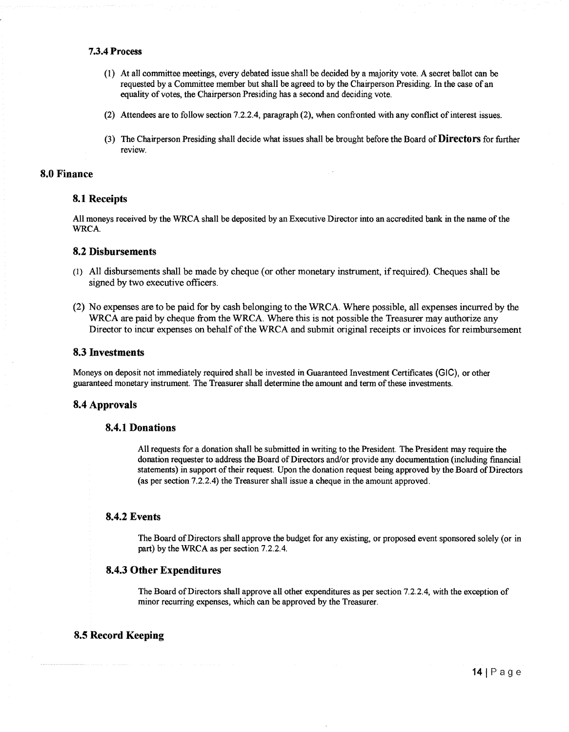#### 7.3.4 Process

(1) At all committee meetings, every debated issue shall be decided by a majority vote. A secret ballot can be requested by a Committee member but shall be agreed to by the Chairperson Presiding. In the case of an equality of votes, the Chairperson Presiding has a second and deciding vote.

(2) Attendees are to follow section 7.2.2.4, paragraph (2), when confronted with any conflict of interest issues.

(3) The Chairperson Presiding shall decide what issues shall be brought before the Board of **Directors** for further review.

## 8.0 Finance

### 8.1 Receipts

All moneys received by the WRCA shall be deposited by an Executive Director into an accredited bank in the name of the WRCA.

### 8.2 Disbursements

(1) All disbursements shall be made by cheque (or other monetary instrument, if required). Cheques shall be signed by two executive officers.

(2) No expenses are to be paid for by cash belonging to the WRCA. Where possible, all expenses incurred by the WRCA are paid by cheque from the WRCA. Where this is not possible the Treasurer may authorize any Director to incur expenses on behalf of the WRCA and submit original receipts or invoices for reimbursement

### 8.3 Investments

Moneys on deposit not immediately required shall be invested in Guaranteed Investment Certificates (GIC), or other guaranteed monetary instrument. The Treasurer shall determine the amount and term of these investments.

### 8.4 Approvals

#### 8.4.1 Donations

All requests for a donation shall be submitted in writing to the President. The President may require the donation requester to address the Board of Directors and/or provide any documentation (including financial statements) in support of their request. Upon the donation request being approved by the Board of Directors (as per section 7.2.2.4) the Treasurer shall issue a cheque in the amount approved.

#### 8.4.2 Events

The Board of Directors shall approve the budget for any existing, or proposed event sponsored solely (or in part) by the WRCA as per section 7.2.2.4.

#### 8.4.3 Other Expenditures

The Board of Directors shall approve all other expenditures as per section 7.2.2.4, with the exception of minor recurring expenses, which can be approved by the Treasurer.

### 8.5 Record Keeping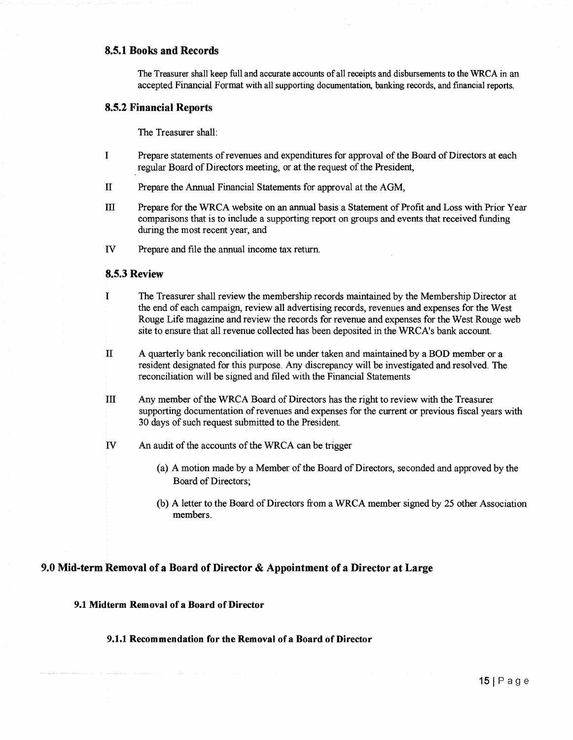### 8.5.1 Books and Records

The Treasurer shall keep full and accurate accounts of all receipts and disbursements to the WRCA in an accepted Financial Format with all supporting documentation, banking records, and financial reports.

### 8.5.2 Financial Reports

The Treasurer shall:

I Prepare statements of revenues and expenditures for approval of the Board of Directors at each regular Board of Directors meeting, or at the request of the President,

II Prepare the Annual Financial Statements for approval at the AGM,

III Prepare for the WRCA website on an annual basis a Statement of Profit and Loss with Prior Year comparisons that is to include a supporting report on groups and events that received funding during the most recent year, and

IV Prepare and file the annual income tax return.

### 8.5.3 Review

I The Treasurer shall review the membership records maintained by the Membership Director at the end of each campaign, review all advertising records, revenues and expenses for the West Rouge Life magazine and review the records for revenue and expenses for the West Rouge web site to ensure that all revenue collected has been deposited in the WRCA's bank account.

II A quarterly bank reconciliation will be under taken and maintained by a BOD member or a resident designated for this purpose. Any discrepancy will be investigated and resolved. The reconciliation will be signed and filed with the Financial Statements

III Any member of the WRCA Board of Directors has the right to review with the Treasurer supporting documentation of revenues and expenses for the current or previous fiscal years with 30 days of such request submitted to the President.

IV An audit of the accounts of the WRCA can be trigger

(a) A motion made by a Member of the Board of Directors, seconded and approved by the Board of Directors;

(b) A letter to the Board of Directors from a WRCA member signed by 25 other Association members.

## 9.0 Mid-term Removal of a Board of Director & Appointment of a Director at Large

### 9.1 Midterm Removal of a Board of Director

#### 9.1.1 Recommendation for the Removal of a Board of Director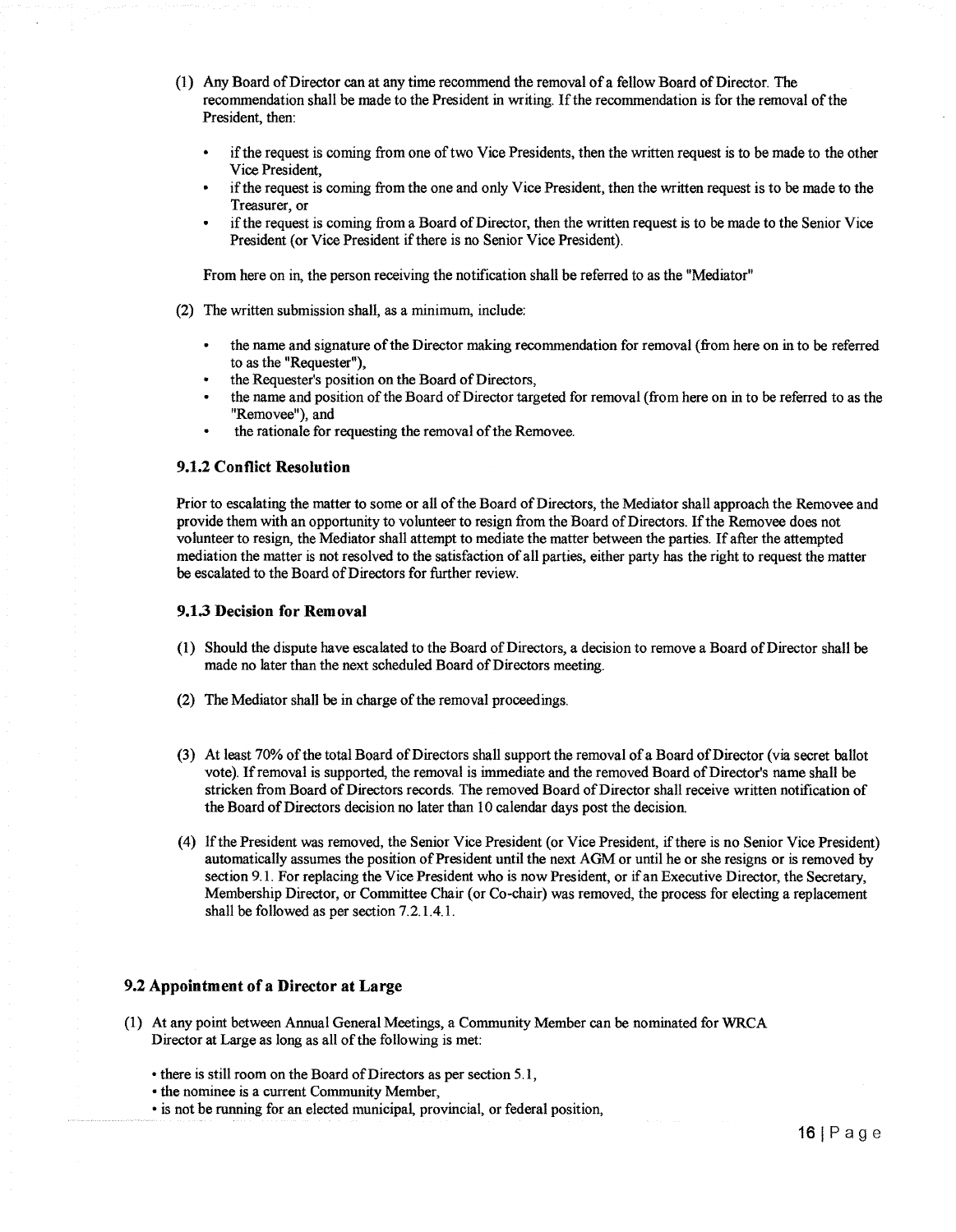(1) Any Board of Director can at any time recommend the removal of a fellow Board of Director. The recommendation shall be made to the President in writing. If the recommendation is for the removal of the President, then:

- if the request is coming from one of two Vice Presidents, then the written request is to be made to the other Vice President,
- if the request is coming from the one and only Vice President, then the written request is to be made to the Treasurer, or
- if the request is coming from a Board of Director, then the written request is to be made to the Senior Vice President (or Vice President if there is no Senior Vice President).

From here on in, the person receiving the notification shall be referred to as the "Mediator"

(2) The written submission shall, as a minimum, include:

- the name and signature of the Director making recommendation for removal (from here on in to be referred to as the "Requester"),
- the Requester's position on the Board of Directors,
- the name and position of the Board of Director targeted for removal (from here on in to be referred to as the "Removee"), and
- the rationale for requesting the removal of the Removee.

### 9.1.2 Conflict Resolution

Prior to escalating the matter to some or all of the Board of Directors, the Mediator shall approach the Removee and provide them with an opportunity to volunteer to resign from the Board of Directors. If the Removee does not volunteer to resign, the Mediator shall attempt to mediate the matter between the parties. If after the attempted mediation the matter is not resolved to the satisfaction of all parties, either party has the right to request the matter be escalated to the Board of Directors for further review.

### 9.1.3 Decision for Removal

(1) Should the dispute have escalated to the Board of Directors, a decision to remove a Board of Director shall be made no later than the next scheduled Board of Directors meeting.

(2) The Mediator shall be in charge of the removal proceedings.

(3) At least 70% of the total Board of Directors shall support the removal of a Board of Director (via secret ballot vote). If removal is supported, the removal is immediate and the removed Board of Director's name shall be stricken from Board of Directors records. The removed Board of Director shall receive written notification of the Board of Directors decision no later than 10 calendar days post the decision.

(4) If the President was removed, the Senior Vice President (or Vice President, if there is no Senior Vice President) automatically assumes the position of President until the next AGM or until he or she resigns or is removed by section 9.1. For replacing the Vice President who is now President, or if an Executive Director, the Secretary, Membership Director, or Committee Chair (or Co-chair) was removed, the process for electing a replacement shall be followed as per section 7.2.1.4.1.

## 9.2 Appointment of a Director at Large

(1) At any point between Annual General Meetings, a Community Member can be nominated for WRCA Director at Large as long as all of the following is met:

- there is still room on the Board of Directors as per section 5.1,
- the nominee is a current Community Member,
- is not be running for an elected municipal, provincial, or federal position,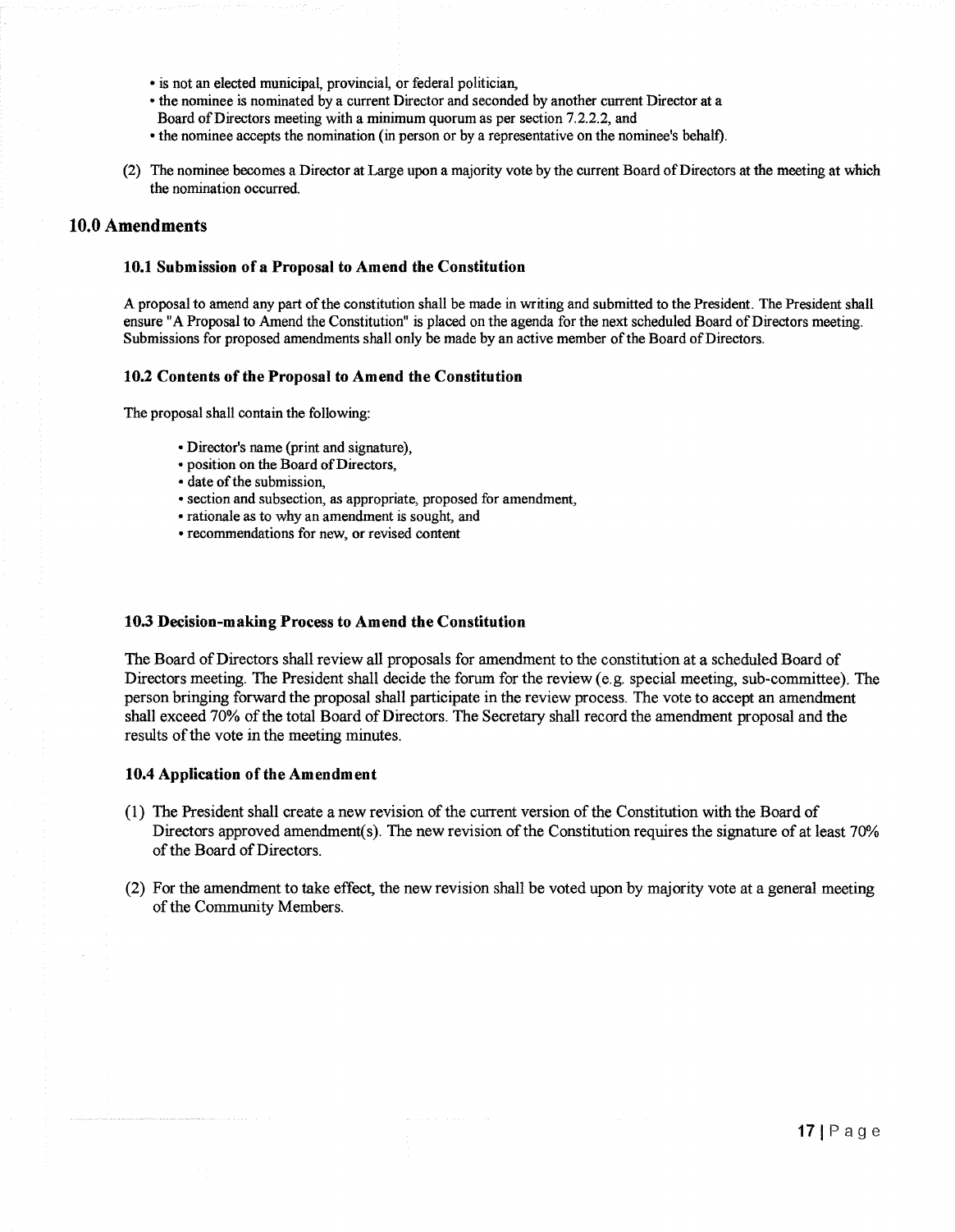- is not an elected municipal, provincial, or federal politician,
- the nominee is nominated by a current Director and seconded by another current Director at a Board of Directors meeting with a minimum quorum as per section 7.2.2.2, and
- the nominee accepts the nomination (in person or by a representative on the nominee's behalf).

(2) The nominee becomes a Director at Large upon a majority vote by the current Board of Directors at the meeting at which the nomination occurred.

## 10.0 Amendments

### 10.1 Submission of a Proposal to Amend the Constitution

A proposal to amend any part of the constitution shall be made in writing and submitted to the President. The President shall ensure "A Proposal to Amend the Constitution" is placed on the agenda for the next scheduled Board of Directors meeting. Submissions for proposed amendments shall only be made by an active member of the Board of Directors.

### 10.2 Contents of the Proposal to Amend the Constitution

The proposal shall contain the following:

- Director's name (print and signature),
- position on the Board of Directors,
- date of the submission,
- section and subsection, as appropriate, proposed for amendment,
- rationale as to why an amendment is sought, and
- recommendations for new, or revised content

### 10.3 Decision-making Process to Amend the Constitution

The Board of Directors shall review all proposals for amendment to the constitution at a scheduled Board of Directors meeting. The President shall decide the forum for the review (e.g. special meeting, sub-committee). The person bringing forward the proposal shall participate in the review process. The vote to accept an amendment shall exceed 70% of the total Board of Directors. The Secretary shall record the amendment proposal and the results of the vote in the meeting minutes.

### 10.4 Application of the Amendment

(1) The President shall create a new revision of the current version of the Constitution with the Board of Directors approved amendment(s). The new revision of the Constitution requires the signature of at least 70% of the Board of Directors.

(2) For the amendment to take effect, the new revision shall be voted upon by majority vote at a general meeting of the Community Members.